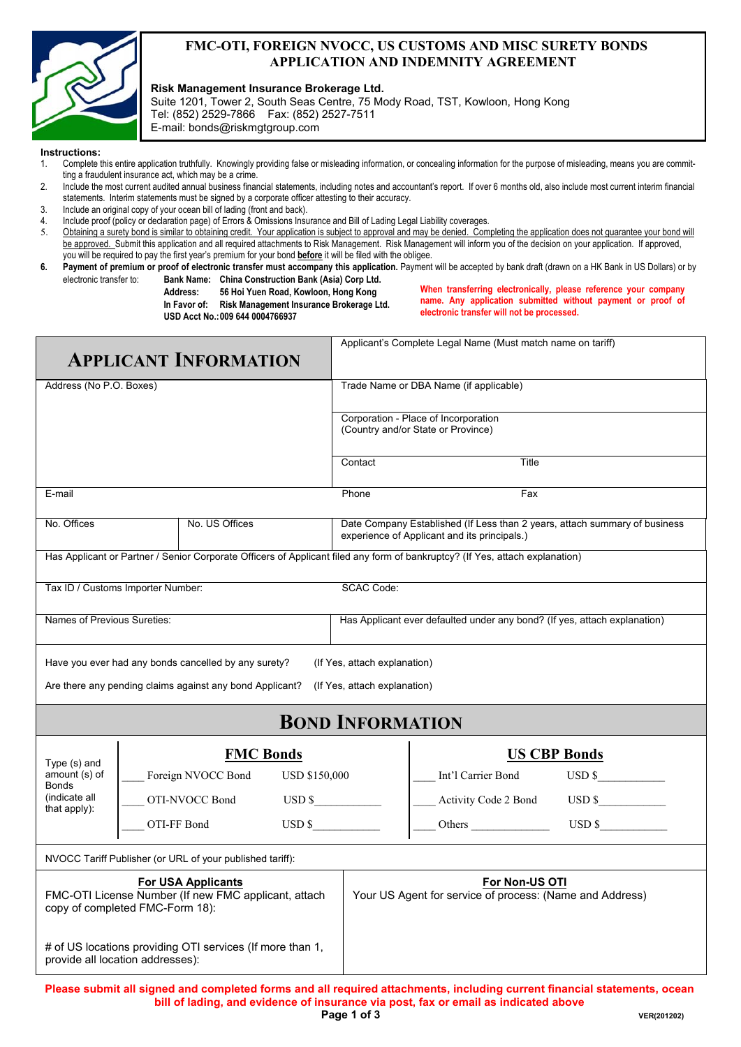# FMC-OTI, FOREIGN NVOCC, US CUSTOMS AND MISC SURETY BONDS APPLICATION AND INDEMNITY AGREEMENT

**Risk Management Insurance Brokerage Ltd.**
Suite 1201, Tower 2, South Seas Centre, 75 Mody Road, TST, Kowloon, Hong Kong
Tel: (852) 2529-7866  Fax: (852) 2527-7511
E-mail: bonds@riskmgtgroup.com

**Instructions:**

1. Complete this entire application truthfully. Knowingly providing false or misleading information, or concealing information for the purpose of misleading, means you are committing a fraudulent insurance act, which may be a crime.
2. Include the most current audited annual business financial statements, including notes and accountant's report. If over 6 months old, also include most current interim financial statements. Interim statements must be signed by a corporate officer attesting to their accuracy.
3. Include an original copy of your ocean bill of lading (front and back).
4. Include proof (policy or declaration page) of Errors & Omissions Insurance and Bill of Lading Legal Liability coverages.
5. Obtaining a surety bond is similar to obtaining credit. Your application is subject to approval and may be denied. Completing the application does not guarantee your bond will be approved. Submit this application and all required attachments to Risk Management. Risk Management will inform you of the decision on your application. If approved, you will be required to pay the first year's premium for your bond **before** it will be filed with the obligee.
6. **Payment of premium or proof of electronic transfer must accompany this application.** Payment will be accepted by bank draft (drawn on a HK Bank in US Dollars) or by electronic transfer to:

   **Bank Name:** China Construction Bank (Asia) Corp Ltd.
   **Address:** 56 Hoi Yuen Road, Kowloon, Hong Kong
   **In Favor of:** Risk Management Insurance Brokerage Ltd.
   **USD Acct No.:** 009 644 0004766937

   **When transferring electronically, please reference your company name. Any application submitted without payment or proof of electronic transfer will not be processed.**

## APPLICANT INFORMATION

| | |
|---|---|
| | Applicant's Complete Legal Name (Must match name on tariff) |
| Address (No P.O. Boxes) | Trade Name or DBA Name (if applicable) |
| | Corporation - Place of Incorporation (Country and/or State or Province) |
| | Contact / Title |
| E-mail | Phone / Fax |
| No. Offices / No. US Offices | Date Company Established (If Less than 2 years, attach summary of business experience of Applicant and its principals.) |

Has Applicant or Partner / Senior Corporate Officers of Applicant filed any form of bankruptcy? (If Yes, attach explanation)

| | |
|---|---|
| Tax ID / Customs Importer Number: | SCAC Code: |
| Names of Previous Sureties: | Has Applicant ever defaulted under any bond? (If yes, attach explanation) |

Have you ever had any bonds cancelled by any surety? (If Yes, attach explanation)

Are there any pending claims against any bond Applicant? (If Yes, attach explanation)

## BOND INFORMATION

Type (s) and amount (s) of Bonds (indicate all that apply):

| FMC Bonds | | US CBP Bonds | |
|---|---|---|---|
| ____ Foreign NVOCC Bond | USD $150,000 | ____ Int'l Carrier Bond | USD $___________ |
| ____ OTI-NVOCC Bond | USD $___________ | ____ Activity Code 2 Bond | USD $___________ |
| ____ OTI-FF Bond | USD $___________ | ____ Others _____________ | USD $___________ |

NVOCC Tariff Publisher (or URL of your published tariff):

| For USA Applicants | For Non-US OTI |
|---|---|
| FMC-OTI License Number (If new FMC applicant, attach copy of completed FMC-Form 18): | Your US Agent for service of process: (Name and Address) |
| # of US locations providing OTI services (If more than 1, provide all location addresses): | |

**Please submit all signed and completed forms and all required attachments, including current financial statements, ocean bill of lading, and evidence of insurance via post, fax or email as indicated above**

VER(201202)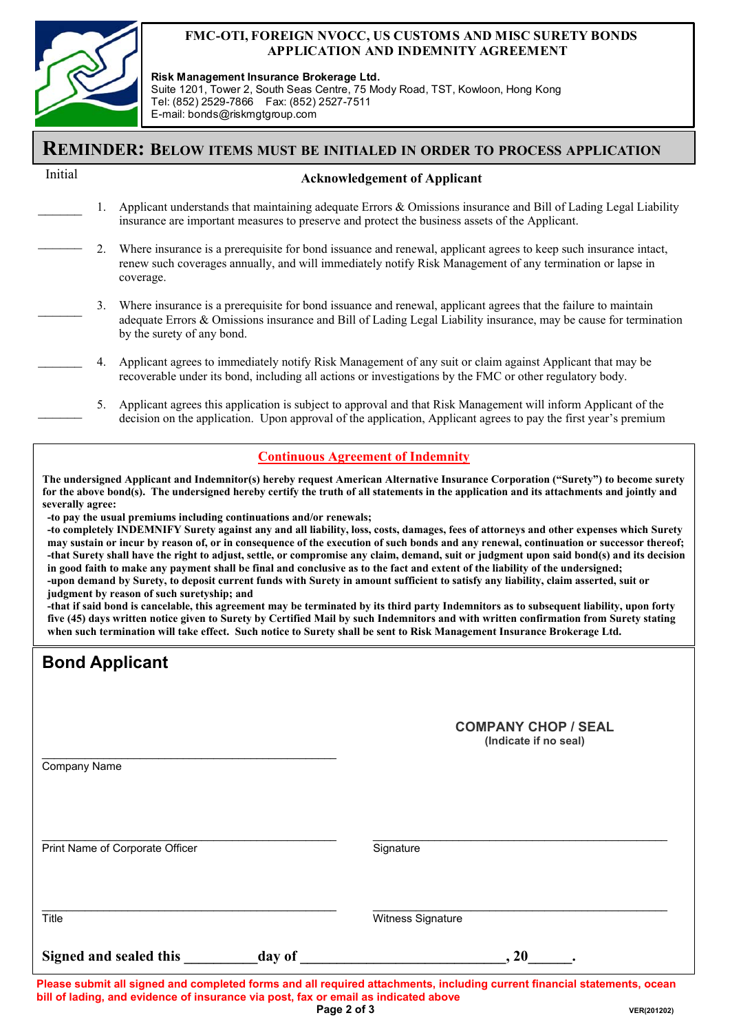**FMC-OTI, FOREIGN NVOCC, US CUSTOMS AND MISC SURETY BONDS APPLICATION AND INDEMNITY AGREEMENT**

**Risk Management Insurance Brokerage Ltd.**
Suite 1201, Tower 2, South Seas Centre, 75 Mody Road, TST, Kowloon, Hong Kong
Tel: (852) 2529-7866 Fax: (852) 2527-7511
E-mail: bonds@riskmgtgroup.com

## REMINDER: BELOW ITEMS MUST BE INITIALED IN ORDER TO PROCESS APPLICATION

| Initial | | Acknowledgement of Applicant |
|---|---|---|
| _______ | 1. | Applicant understands that maintaining adequate Errors & Omissions insurance and Bill of Lading Legal Liability insurance are important measures to preserve and protect the business assets of the Applicant. |
| _______ | 2. | Where insurance is a prerequisite for bond issuance and renewal, applicant agrees to keep such insurance intact, renew such coverages annually, and will immediately notify Risk Management of any termination or lapse in coverage. |
| _______ | 3. | Where insurance is a prerequisite for bond issuance and renewal, applicant agrees that the failure to maintain adequate Errors & Omissions insurance and Bill of Lading Legal Liability insurance, may be cause for termination by the surety of any bond. |
| _______ | 4. | Applicant agrees to immediately notify Risk Management of any suit or claim against Applicant that may be recoverable under its bond, including all actions or investigations by the FMC or other regulatory body. |
| _______ | 5. | Applicant agrees this application is subject to approval and that Risk Management will inform Applicant of the decision on the application. Upon approval of the application, Applicant agrees to pay the first year's premium |

## Continuous Agreement of Indemnity

**The undersigned Applicant and Indemnitor(s) hereby request American Alternative Insurance Corporation ("Surety") to become surety for the above bond(s). The undersigned hereby certify the truth of all statements in the application and its attachments and jointly and severally agree:**

**-to pay the usual premiums including continuations and/or renewals;**
**-to completely INDEMNIFY Surety against any and all liability, loss, costs, damages, fees of attorneys and other expenses which Surety may sustain or incur by reason of, or in consequence of the execution of such bonds and any renewal, continuation or successor thereof;**
**-that Surety shall have the right to adjust, settle, or compromise any claim, demand, suit or judgment upon said bond(s) and its decision in good faith to make any payment shall be final and conclusive as to the fact and extent of the liability of the undersigned;**
**-upon demand by Surety, to deposit current funds with Surety in amount sufficient to satisfy any liability, claim asserted, suit or judgment by reason of such suretyship; and**
**-that if said bond is cancelable, this agreement may be terminated by its third party Indemnitors as to subsequent liability, upon forty five (45) days written notice given to Surety by Certified Mail by such Indemnitors and with written confirmation from Surety stating when such termination will take effect. Such notice to Surety shall be sent to Risk Management Insurance Brokerage Ltd.**

## Bond Applicant

**COMPANY CHOP / SEAL**
**(Indicate if no seal)**

_______________________________________________
Company Name

_______________________________________________ _______________________________________________
Print Name of Corporate Officer Signature

_______________________________________________ _______________________________________________
Title Witness Signature

**Signed and sealed this __________day of ______________________________, 20______.**

**Please submit all signed and completed forms and all required attachments, including current financial statements, ocean bill of lading, and evidence of insurance via post, fax or email as indicated above**

VER(201202)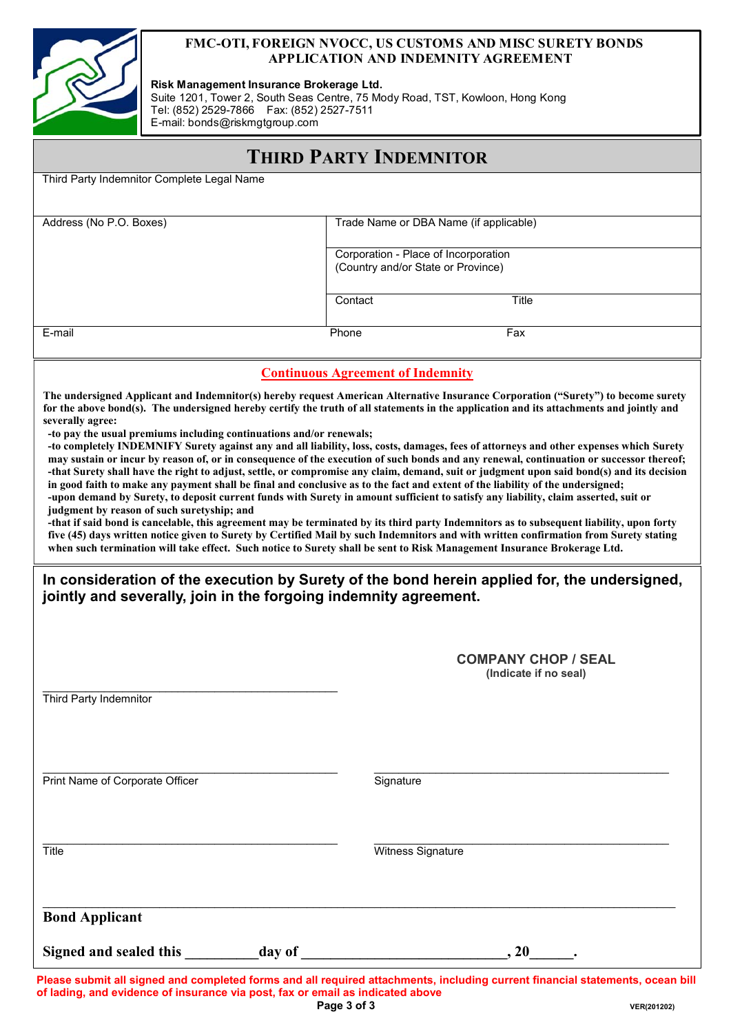# FMC-OTI, FOREIGN NVOCC, US CUSTOMS AND MISC SURETY BONDS APPLICATION AND INDEMNITY AGREEMENT

**Risk Management Insurance Brokerage Ltd.**
Suite 1201, Tower 2, South Seas Centre, 75 Mody Road, TST, Kowloon, Hong Kong
Tel: (852) 2529-7866 Fax: (852) 2527-7511
E-mail: bonds@riskmgtgroup.com

## THIRD PARTY INDEMNITOR

| | | |
|---|---|---|
| Third Party Indemnitor Complete Legal Name | | |
| Address (No P.O. Boxes) | Trade Name or DBA Name (if applicable) | |
| | Corporation - Place of Incorporation (Country and/or State or Province) | |
| | Contact | Title |
| E-mail | Phone | Fax |

## Continuous Agreement of Indemnity

**The undersigned Applicant and Indemnitor(s) hereby request American Alternative Insurance Corporation ("Surety") to become surety for the above bond(s). The undersigned hereby certify the truth of all statements in the application and its attachments and jointly and severally agree:**

**-to pay the usual premiums including continuations and/or renewals;**
**-to completely INDEMNIFY Surety against any and all liability, loss, costs, damages, fees of attorneys and other expenses which Surety may sustain or incur by reason of, or in consequence of the execution of such bonds and any renewal, continuation or successor thereof;**
**-that Surety shall have the right to adjust, settle, or compromise any claim, demand, suit or judgment upon said bond(s) and its decision in good faith to make any payment shall be final and conclusive as to the fact and extent of the liability of the undersigned;**
**-upon demand by Surety, to deposit current funds with Surety in amount sufficient to satisfy any liability, claim asserted, suit or judgment by reason of such suretyship; and**
**-that if said bond is cancelable, this agreement may be terminated by its third party Indemnitors as to subsequent liability, upon forty five (45) days written notice given to Surety by Certified Mail by such Indemnitors and with written confirmation from Surety stating when such termination will take effect. Such notice to Surety shall be sent to Risk Management Insurance Brokerage Ltd.**

**In consideration of the execution by Surety of the bond herein applied for, the undersigned, jointly and severally, join in the forgoing indemnity agreement.**

**COMPANY CHOP / SEAL**
**(Indicate if no seal)**

_______________________________________
Third Party Indemnitor

_______________________________________ _______________________________________
Print Name of Corporate Officer Signature

_______________________________________ _______________________________________
Title Witness Signature

_______________________________________________________________________________

**Bond Applicant**

**Signed and sealed this __________day of ____________________________, 20______.**

**Please submit all signed and completed forms and all required attachments, including current financial statements, ocean bill of lading, and evidence of insurance via post, fax or email as indicated above**

VER(201202)